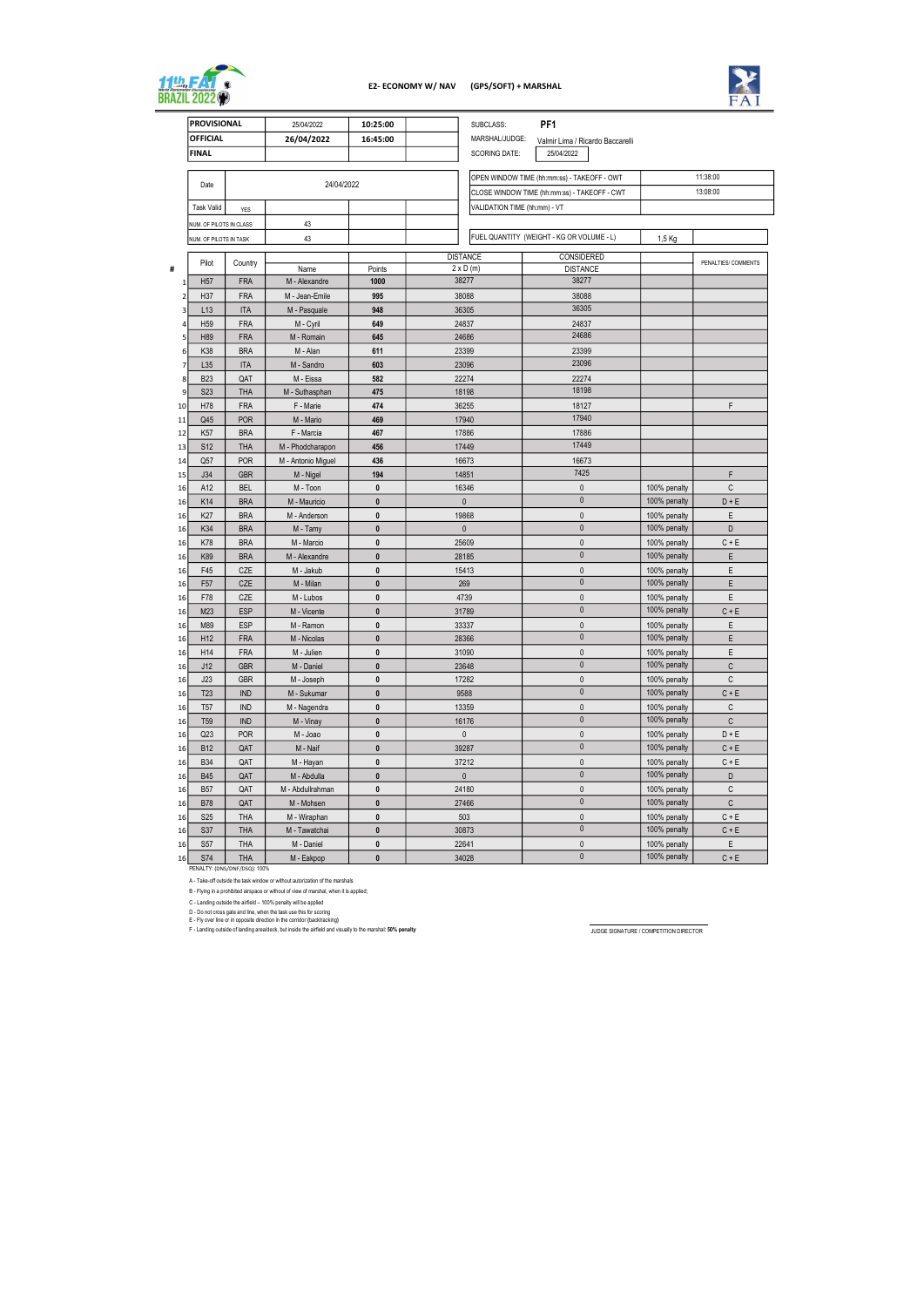**11th FAI World Paramotor Championship – BRAZIL 2022**

## E2- ECONOMY W/ NAV (GPS/SOFT) + MARSHAL

| | | | |
|---|---|---|---|
| **PROVISIONAL** | 25/04/2022 | **10:25:00** | |
| **OFFICIAL** | **26/04/2022** | **16:45:00** | |
| **FINAL** | | | |

SUBCLASS: **PF1**

MARSHAL/JUDGE: Valmir Lima / Ricardo Baccarelli

SCORING DATE: 25/04/2022

| | |
|---|---|
| Date | 24/04/2022 |
| Task Valid | YES |
| NUM. OF PILOTS IN CLASS | 43 |
| NUM. OF PILOTS IN TASK | 43 |

| | |
|---|---|
| OPEN WINDOW TIME (hh:mm:ss) - TAKEOFF - OWT | 11:38:00 |
| CLOSE WINDOW TIME (hh:mm:ss) - TAKEOFF - CWT | 13:08:00 |
| VALIDATION TIME (hh:mm) - VT | |
| FUEL QUANTITY (WEIGHT - KG OR VOLUME - L) | 1,5 Kg |

| # | Pilot | Country | Name | Points | DISTANCE 2 x D (m) | CONSIDERED DISTANCE | | PENALTIES/ COMMENTS |
|---|---|---|---|---|---|---|---|---|
| 1 | H57 | FRA | M - Alexandre | 1000 | 38277 | 38277 | | |
| 2 | H37 | FRA | M - Jean-Emile | 995 | 38088 | 38088 | | |
| 3 | L13 | ITA | M - Pasquale | 948 | 36305 | 36305 | | |
| 4 | H59 | FRA | M - Cyril | 649 | 24837 | 24837 | | |
| 5 | H89 | FRA | M - Romain | 645 | 24686 | 24686 | | |
| 6 | K38 | BRA | M - Alan | 611 | 23399 | 23399 | | |
| 7 | L35 | ITA | M - Sandro | 603 | 23096 | 23096 | | |
| 8 | B23 | QAT | M - Eissa | 582 | 22274 | 22274 | | |
| 9 | S23 | THA | M - Suthasphan | 475 | 18198 | 18198 | | |
| 10 | H78 | FRA | F - Marie | 474 | 36255 | 18127 | | F |
| 11 | Q45 | POR | M - Mario | 469 | 17940 | 17940 | | |
| 12 | K57 | BRA | F - Marcia | 467 | 17886 | 17886 | | |
| 13 | S12 | THA | M - Phodcharapon | 456 | 17449 | 17449 | | |
| 14 | Q57 | POR | M - Antonio Miguel | 436 | 16673 | 16673 | | |
| 15 | J34 | GBR | M - Nigel | 194 | 14851 | 7425 | | F |
| 16 | A12 | BEL | M - Toon | 0 | 16346 | 0 | 100% penalty | C |
| 16 | K14 | BRA | M - Mauricio | 0 | 0 | 0 | 100% penalty | D + E |
| 16 | K27 | BRA | M - Anderson | 0 | 19868 | 0 | 100% penalty | E |
| 16 | K34 | BRA | M - Tamy | 0 | 0 | 0 | 100% penalty | D |
| 16 | K78 | BRA | M - Marcio | 0 | 25609 | 0 | 100% penalty | C + E |
| 16 | K89 | BRA | M - Alexandre | 0 | 28185 | 0 | 100% penalty | E |
| 16 | F45 | CZE | M - Jakub | 0 | 15413 | 0 | 100% penalty | E |
| 16 | F57 | CZE | M - Milan | 0 | 269 | 0 | 100% penalty | E |
| 16 | F78 | CZE | M - Lubos | 0 | 4739 | 0 | 100% penalty | E |
| 16 | M23 | ESP | M - Vicente | 0 | 31789 | 0 | 100% penalty | C + E |
| 16 | M89 | ESP | M - Ramon | 0 | 33337 | 0 | 100% penalty | E |
| 16 | H12 | FRA | M - Nicolas | 0 | 28366 | 0 | 100% penalty | E |
| 16 | H14 | FRA | M - Julien | 0 | 31090 | 0 | 100% penalty | E |
| 16 | J12 | GBR | M - Daniel | 0 | 23648 | 0 | 100% penalty | C |
| 16 | J23 | GBR | M - Joseph | 0 | 17282 | 0 | 100% penalty | C |
| 16 | T23 | IND | M - Sukumar | 0 | 9588 | 0 | 100% penalty | C + E |
| 16 | T57 | IND | M - Nagendra | 0 | 13359 | 0 | 100% penalty | C |
| 16 | T59 | IND | M - Vinay | 0 | 16176 | 0 | 100% penalty | C |
| 16 | Q23 | POR | M - Joao | 0 | 0 | 0 | 100% penalty | D + E |
| 16 | B12 | QAT | M - Naif | 0 | 39287 | 0 | 100% penalty | C + E |
| 16 | B34 | QAT | M - Hayan | 0 | 37212 | 0 | 100% penalty | C + E |
| 16 | B45 | QAT | M - Abdulla | 0 | 0 | 0 | 100% penalty | D |
| 16 | B57 | QAT | M - Abdullrahman | 0 | 24180 | 0 | 100% penalty | C |
| 16 | B78 | QAT | M - Mohsen | 0 | 27466 | 0 | 100% penalty | C |
| 16 | S25 | THA | M - Wiraphan | 0 | 503 | 0 | 100% penalty | C + E |
| 16 | S37 | THA | M - Tawatchai | 0 | 30873 | 0 | 100% penalty | C + E |
| 16 | S57 | THA | M - Daniel | 0 | 22641 | 0 | 100% penalty | E |
| 16 | S74 | THA | M - Eakpop | 0 | 34028 | 0 | 100% penalty | C + E |

PENALTY: (DNS/DNF/DSQ): 100%

A - Take-off outside the task window or without autorization of the marshals

B - Flying in a prohibited airspace or without of view of marshal, when it is applied;

C - Landing outside the airfield -- 100% penalty will be applied

D - Do not cross gate and line, when the task use this for scoring

E - Fly over line or in opposite direction in the corridor (backtracking)

F - Landing outside of landing area/deck, but inside the airfield and visually to the marshal: **50% penalty**

JUDGE SIGNATURE / COMPETITION DIRECTOR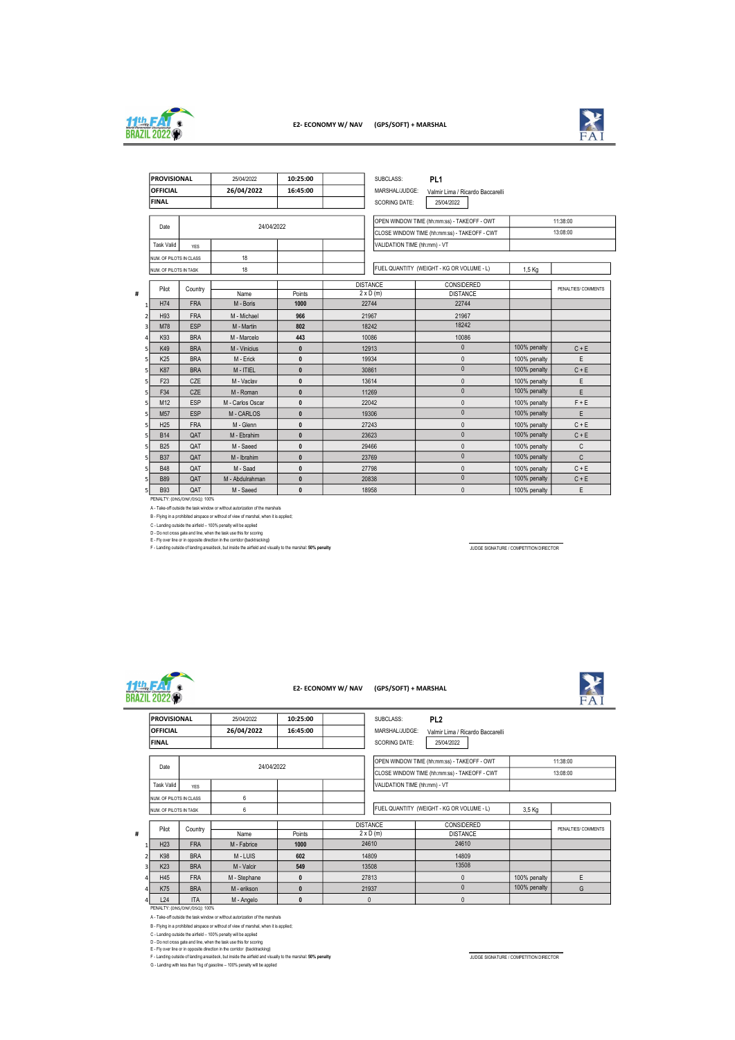## E2- ECONOMY W/ NAV (GPS/SOFT) + MARSHAL

| | | | |
|---|---|---|---|
| PROVISIONAL | 25/04/2022 | 10:25:00 | |
| OFFICIAL | 26/04/2022 | 16:45:00 | |
| FINAL | | | |

SUBCLASS: **PL1**
MARSHAL/JUDGE: Valmir Lima / Ricardo Baccarelli
SCORING DATE: 25/04/2022

| | |
|---|---|
| Date | 24/04/2022 |
| Task Valid | YES |
| NUM. OF PILOTS IN CLASS | 18 |
| NUM. OF PILOTS IN TASK | 18 |

| | |
|---|---|
| OPEN WINDOW TIME (hh:mm:ss) - TAKEOFF - OWT | 11:38:00 |
| CLOSE WINDOW TIME (hh:mm:ss) - TAKEOFF - CWT | 13:08:00 |
| VALIDATION TIME (hh:mm) - VT | |
| FUEL QUANTITY (WEIGHT - KG OR VOLUME - L) | 1,5 Kg |

| # | Pilot | Country | Name | Points | DISTANCE 2 x D (m) | CONSIDERED DISTANCE | | PENALTIES/ COMMENTS |
|---|---|---|---|---|---|---|---|---|
| 1 | H74 | FRA | M - Boris | **1000** | 22744 | 22744 | | |
| 2 | H93 | FRA | M - Michael | **966** | 21967 | 21967 | | |
| 3 | M78 | ESP | M - Martin | **802** | 18242 | 18242 | | |
| 4 | K93 | BRA | M - Marcelo | **443** | 10086 | 10086 | | |
| 5 | K49 | BRA | M - Vinicius | **0** | 12913 | 0 | 100% penalty | C + E |
| 5 | K25 | BRA | M - Erick | **0** | 19934 | 0 | 100% penalty | E |
| 5 | K87 | BRA | M - ITIEL | **0** | 30861 | 0 | 100% penalty | C + E |
| 5 | F23 | CZE | M - Vaclav | **0** | 13614 | 0 | 100% penalty | E |
| 5 | F34 | CZE | M - Roman | **0** | 11269 | 0 | 100% penalty | E |
| 5 | M12 | ESP | M - Carlos Oscar | **0** | 22042 | 0 | 100% penalty | F + E |
| 5 | M57 | ESP | M - CARLOS | **0** | 19306 | 0 | 100% penalty | E |
| 5 | H25 | FRA | M - Glenn | **0** | 27243 | 0 | 100% penalty | C + E |
| 5 | B14 | QAT | M - Ebrahim | **0** | 23623 | 0 | 100% penalty | C + E |
| 5 | B25 | QAT | M - Saeed | **0** | 29466 | 0 | 100% penalty | C |
| 5 | B37 | QAT | M - Ibrahim | **0** | 23769 | 0 | 100% penalty | C |
| 5 | B48 | QAT | M - Saad | **0** | 27798 | 0 | 100% penalty | C + E |
| 5 | B89 | QAT | M - Abdulrahman | **0** | 20838 | 0 | 100% penalty | C + E |
| 5 | B93 | QAT | M - Saeed | **0** | 18958 | 0 | 100% penalty | E |

PENALTY: (DNS/DNF/DSQ): 100%

A - Take-off outside the task window or without autorization of the marshals
B - Flying in a prohibited airspace or without of view of marshal, when it is applied;
C - Landing outside the airfield – 100% penalty will be applied
D - Do not cross gate and line, when the task use this for scoring
E - Fly over line or in opposite direction in the corridor (backtracking)
F - Landing outside of landing areaideck, but inside the airfield and visually to the marshal: **50% penalty**

JUDGE SIGNATURE / COMPETITION DIRECTOR

## E2- ECONOMY W/ NAV (GPS/SOFT) + MARSHAL

| | | | |
|---|---|---|---|
| PROVISIONAL | 25/04/2022 | 10:25:00 | |
| OFFICIAL | 26/04/2022 | 16:45:00 | |
| FINAL | | | |

SUBCLASS: **PL2**
MARSHAL/JUDGE: Valmir Lima / Ricardo Baccarelli
SCORING DATE: 25/04/2022

| | |
|---|---|
| Date | 24/04/2022 |
| Task Valid | YES |
| NUM. OF PILOTS IN CLASS | 6 |
| NUM. OF PILOTS IN TASK | 6 |

| | |
|---|---|
| OPEN WINDOW TIME (hh:mm:ss) - TAKEOFF - OWT | 11:38:00 |
| CLOSE WINDOW TIME (hh:mm:ss) - TAKEOFF - CWT | 13:08:00 |
| VALIDATION TIME (hh:mm) - VT | |
| FUEL QUANTITY (WEIGHT - KG OR VOLUME - L) | 3,5 Kg |

| # | Pilot | Country | Name | Points | DISTANCE 2 x D (m) | CONSIDERED DISTANCE | | PENALTIES/ COMMENTS |
|---|---|---|---|---|---|---|---|---|
| 1 | H23 | FRA | M - Fabrice | **1000** | 24610 | 24610 | | |
| 2 | K98 | BRA | M - LUIS | **602** | 14809 | 14809 | | |
| 3 | K23 | BRA | M - Valcir | **549** | 13508 | 13508 | | |
| 4 | H45 | FRA | M - Stephane | **0** | 27813 | 0 | 100% penalty | E |
| 4 | K75 | BRA | M - erikson | **0** | 21937 | 0 | 100% penalty | G |
| 4 | L24 | ITA | M - Angelo | **0** | 0 | 0 | | |

PENALTY: (DNS/DNF/DSQ): 100%

A - Take-off outside the task window or without autorization of the marshals
B - Flying in a prohibited airspace or without of view of marshal, when it is applied;
C - Landing outside the airfield – 100% penalty will be applied
D - Do not cross gate and line, when the task use this for scoring
E - Fly over line or in opposite direction in the corridor (backtracking)
F - Landing outside of landing areaideck, but inside the airfield and visually to the marshal: **50% penalty**
G - Landing with less than 1kg of gasoline – 100% penalty will be applied

JUDGE SIGNATURE / COMPETITION DIRECTOR